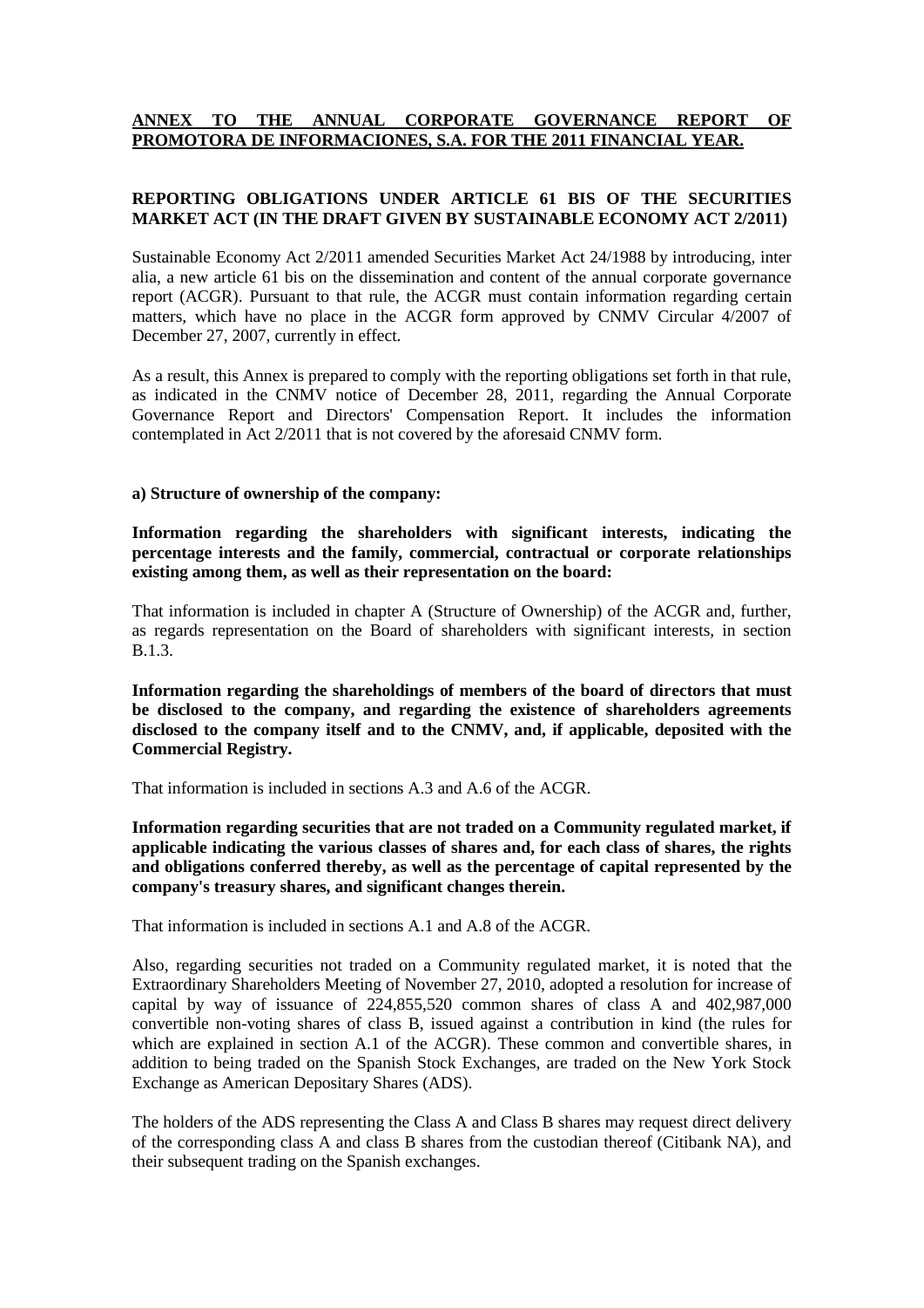**ANNEX TO THE ANNUAL CORPORATE GOVERNANCE REPORT OF PROMOTORA DE INFORMACIONES, S.A. FOR THE 2011 FINANCIAL YEAR.**

**REPORTING OBLIGATIONS UNDER ARTICLE 61 BIS OF THE SECURITIES MARKET ACT (IN THE DRAFT GIVEN BY SUSTAINABLE ECONOMY ACT 2/2011)**

Sustainable Economy Act 2/2011 amended Securities Market Act 24/1988 by introducing, inter alia, a new article 61 bis on the dissemination and content of the annual corporate governance report (ACGR). Pursuant to that rule, the ACGR must contain information regarding certain matters, which have no place in the ACGR form approved by CNMV Circular 4/2007 of December 27, 2007, currently in effect.

As a result, this Annex is prepared to comply with the reporting obligations set forth in that rule, as indicated in the CNMV notice of December 28, 2011, regarding the Annual Corporate Governance Report and Directors' Compensation Report. It includes the information contemplated in Act 2/2011 that is not covered by the aforesaid CNMV form.

**a) Structure of ownership of the company:**

**Information regarding the shareholders with significant interests, indicating the percentage interests and the family, commercial, contractual or corporate relationships existing among them, as well as their representation on the board:**

That information is included in chapter A (Structure of Ownership) of the ACGR and, further, as regards representation on the Board of shareholders with significant interests, in section B.1.3.

**Information regarding the shareholdings of members of the board of directors that must be disclosed to the company, and regarding the existence of shareholders agreements disclosed to the company itself and to the CNMV, and, if applicable, deposited with the Commercial Registry.**

That information is included in sections A.3 and A.6 of the ACGR.

**Information regarding securities that are not traded on a Community regulated market, if applicable indicating the various classes of shares and, for each class of shares, the rights and obligations conferred thereby, as well as the percentage of capital represented by the company's treasury shares, and significant changes therein.**

That information is included in sections A.1 and A.8 of the ACGR.

Also, regarding securities not traded on a Community regulated market, it is noted that the Extraordinary Shareholders Meeting of November 27, 2010, adopted a resolution for increase of capital by way of issuance of 224,855,520 common shares of class A and 402,987,000 convertible non-voting shares of class B, issued against a contribution in kind (the rules for which are explained in section A.1 of the ACGR). These common and convertible shares, in addition to being traded on the Spanish Stock Exchanges, are traded on the New York Stock Exchange as American Depositary Shares (ADS).

The holders of the ADS representing the Class A and Class B shares may request direct delivery of the corresponding class A and class B shares from the custodian thereof (Citibank NA), and their subsequent trading on the Spanish exchanges.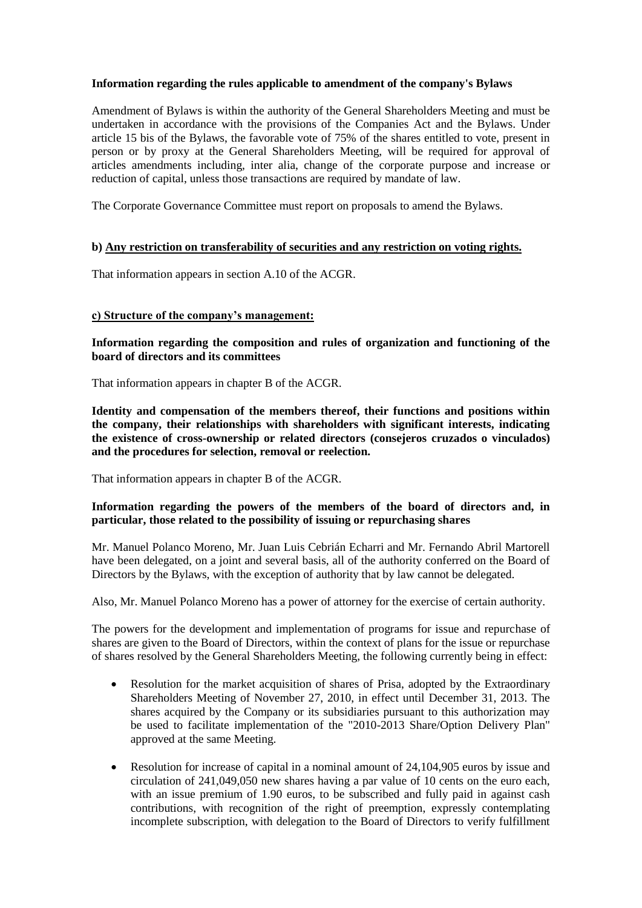**Information regarding the rules applicable to amendment of the company's Bylaws**

Amendment of Bylaws is within the authority of the General Shareholders Meeting and must be undertaken in accordance with the provisions of the Companies Act and the Bylaws. Under article 15 bis of the Bylaws, the favorable vote of 75% of the shares entitled to vote, present in person or by proxy at the General Shareholders Meeting, will be required for approval of articles amendments including, inter alia, change of the corporate purpose and increase or reduction of capital, unless those transactions are required by mandate of law.

The Corporate Governance Committee must report on proposals to amend the Bylaws.

**b) Any restriction on transferability of securities and any restriction on voting rights.**

That information appears in section A.10 of the ACGR.

**c) Structure of the company's management:**

**Information regarding the composition and rules of organization and functioning of the board of directors and its committees**

That information appears in chapter B of the ACGR.

**Identity and compensation of the members thereof, their functions and positions within the company, their relationships with shareholders with significant interests, indicating the existence of cross-ownership or related directors (consejeros cruzados o vinculados) and the procedures for selection, removal or reelection.**

That information appears in chapter B of the ACGR.

**Information regarding the powers of the members of the board of directors and, in particular, those related to the possibility of issuing or repurchasing shares**

Mr. Manuel Polanco Moreno, Mr. Juan Luis Cebrián Echarri and Mr. Fernando Abril Martorell have been delegated, on a joint and several basis, all of the authority conferred on the Board of Directors by the Bylaws, with the exception of authority that by law cannot be delegated.

Also, Mr. Manuel Polanco Moreno has a power of attorney for the exercise of certain authority.

The powers for the development and implementation of programs for issue and repurchase of shares are given to the Board of Directors, within the context of plans for the issue or repurchase of shares resolved by the General Shareholders Meeting, the following currently being in effect:

- Resolution for the market acquisition of shares of Prisa, adopted by the Extraordinary Shareholders Meeting of November 27, 2010, in effect until December 31, 2013. The shares acquired by the Company or its subsidiaries pursuant to this authorization may be used to facilitate implementation of the "2010-2013 Share/Option Delivery Plan" approved at the same Meeting.
- Resolution for increase of capital in a nominal amount of 24,104,905 euros by issue and circulation of 241,049,050 new shares having a par value of 10 cents on the euro each, with an issue premium of 1.90 euros, to be subscribed and fully paid in against cash contributions, with recognition of the right of preemption, expressly contemplating incomplete subscription, with delegation to the Board of Directors to verify fulfillment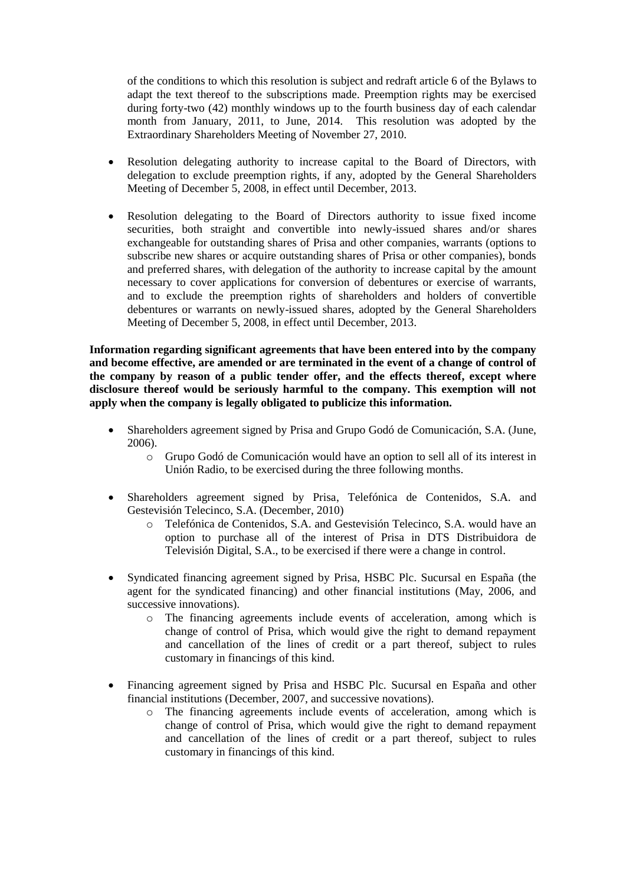of the conditions to which this resolution is subject and redraft article 6 of the Bylaws to adapt the text thereof to the subscriptions made. Preemption rights may be exercised during forty-two (42) monthly windows up to the fourth business day of each calendar month from January, 2011, to June, 2014. This resolution was adopted by the Extraordinary Shareholders Meeting of November 27, 2010.

- Resolution delegating authority to increase capital to the Board of Directors, with delegation to exclude preemption rights, if any, adopted by the General Shareholders Meeting of December 5, 2008, in effect until December, 2013.

- Resolution delegating to the Board of Directors authority to issue fixed income securities, both straight and convertible into newly-issued shares and/or shares exchangeable for outstanding shares of Prisa and other companies, warrants (options to subscribe new shares or acquire outstanding shares of Prisa or other companies), bonds and preferred shares, with delegation of the authority to increase capital by the amount necessary to cover applications for conversion of debentures or exercise of warrants, and to exclude the preemption rights of shareholders and holders of convertible debentures or warrants on newly-issued shares, adopted by the General Shareholders Meeting of December 5, 2008, in effect until December, 2013.

**Information regarding significant agreements that have been entered into by the company and become effective, are amended or are terminated in the event of a change of control of the company by reason of a public tender offer, and the effects thereof, except where disclosure thereof would be seriously harmful to the company. This exemption will not apply when the company is legally obligated to publicize this information.**

- Shareholders agreement signed by Prisa and Grupo Godó de Comunicación, S.A. (June, 2006).
  - Grupo Godó de Comunicación would have an option to sell all of its interest in Unión Radio, to be exercised during the three following months.

- Shareholders agreement signed by Prisa, Telefónica de Contenidos, S.A. and Gestevisión Telecinco, S.A. (December, 2010)
  - Telefónica de Contenidos, S.A. and Gestevisión Telecinco, S.A. would have an option to purchase all of the interest of Prisa in DTS Distribuidora de Televisión Digital, S.A., to be exercised if there were a change in control.

- Syndicated financing agreement signed by Prisa, HSBC Plc. Sucursal en España (the agent for the syndicated financing) and other financial institutions (May, 2006, and successive innovations).
  - The financing agreements include events of acceleration, among which is change of control of Prisa, which would give the right to demand repayment and cancellation of the lines of credit or a part thereof, subject to rules customary in financings of this kind.

- Financing agreement signed by Prisa and HSBC Plc. Sucursal en España and other financial institutions (December, 2007, and successive novations).
  - The financing agreements include events of acceleration, among which is change of control of Prisa, which would give the right to demand repayment and cancellation of the lines of credit or a part thereof, subject to rules customary in financings of this kind.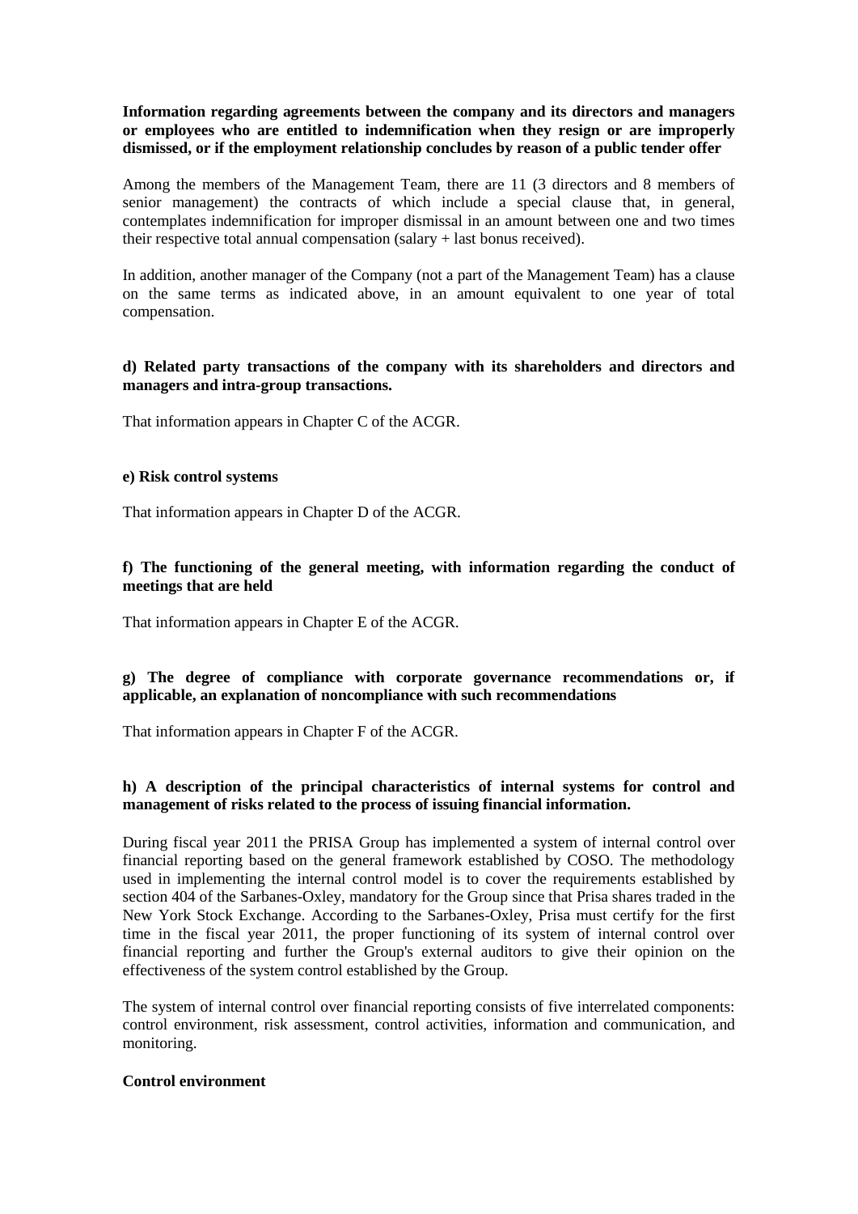**Information regarding agreements between the company and its directors and managers or employees who are entitled to indemnification when they resign or are improperly dismissed, or if the employment relationship concludes by reason of a public tender offer**

Among the members of the Management Team, there are 11 (3 directors and 8 members of senior management) the contracts of which include a special clause that, in general, contemplates indemnification for improper dismissal in an amount between one and two times their respective total annual compensation (salary + last bonus received).

In addition, another manager of the Company (not a part of the Management Team) has a clause on the same terms as indicated above, in an amount equivalent to one year of total compensation.

**d) Related party transactions of the company with its shareholders and directors and managers and intra-group transactions.**

That information appears in Chapter C of the ACGR.

**e) Risk control systems**

That information appears in Chapter D of the ACGR.

**f) The functioning of the general meeting, with information regarding the conduct of meetings that are held**

That information appears in Chapter E of the ACGR.

**g) The degree of compliance with corporate governance recommendations or, if applicable, an explanation of noncompliance with such recommendations**

That information appears in Chapter F of the ACGR.

**h) A description of the principal characteristics of internal systems for control and management of risks related to the process of issuing financial information.**

During fiscal year 2011 the PRISA Group has implemented a system of internal control over financial reporting based on the general framework established by COSO. The methodology used in implementing the internal control model is to cover the requirements established by section 404 of the Sarbanes-Oxley, mandatory for the Group since that Prisa shares traded in the New York Stock Exchange. According to the Sarbanes-Oxley, Prisa must certify for the first time in the fiscal year 2011, the proper functioning of its system of internal control over financial reporting and further the Group's external auditors to give their opinion on the effectiveness of the system control established by the Group.

The system of internal control over financial reporting consists of five interrelated components: control environment, risk assessment, control activities, information and communication, and monitoring.

**Control environment**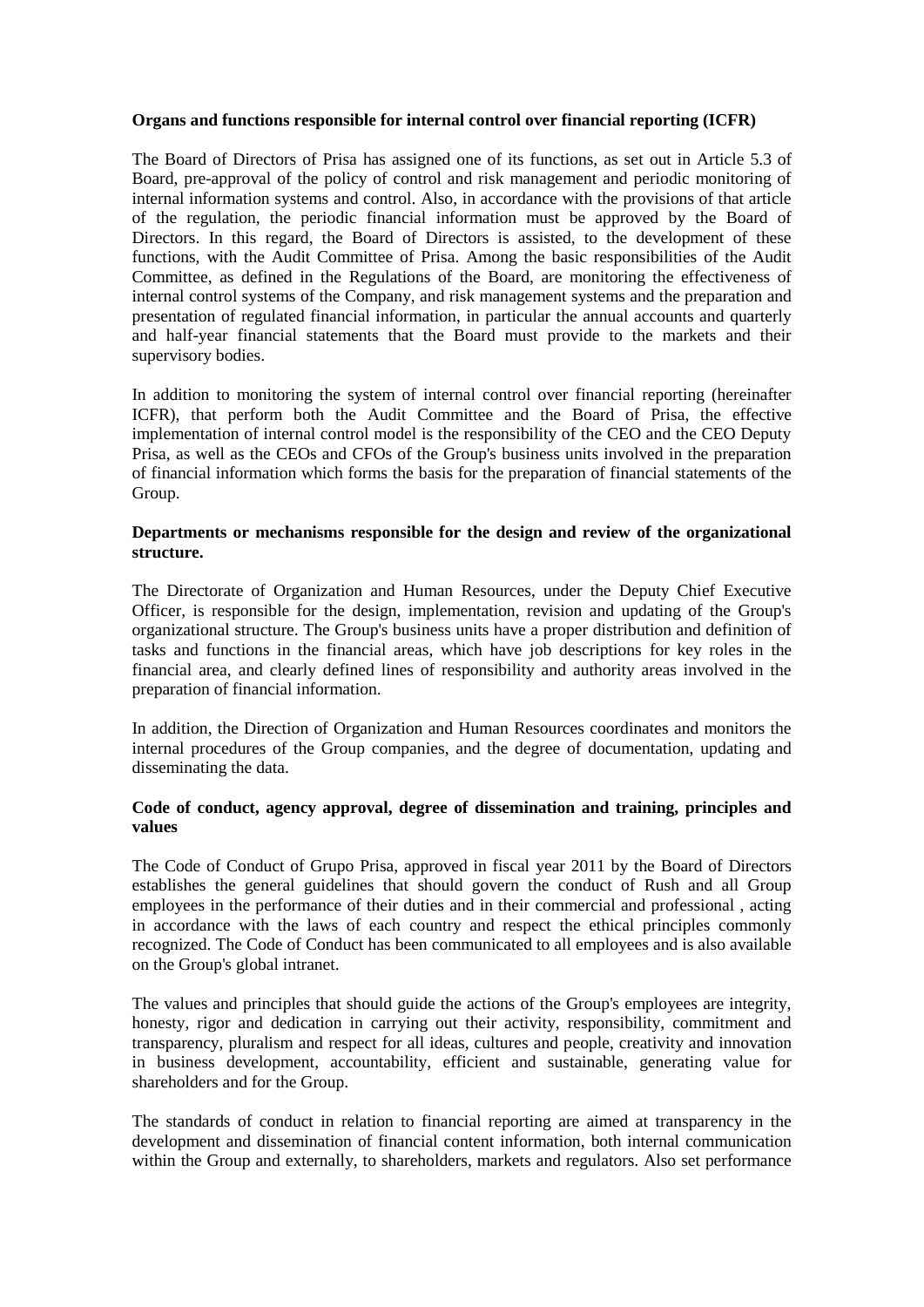**Organs and functions responsible for internal control over financial reporting (ICFR)**

The Board of Directors of Prisa has assigned one of its functions, as set out in Article 5.3 of Board, pre-approval of the policy of control and risk management and periodic monitoring of internal information systems and control. Also, in accordance with the provisions of that article of the regulation, the periodic financial information must be approved by the Board of Directors. In this regard, the Board of Directors is assisted, to the development of these functions, with the Audit Committee of Prisa. Among the basic responsibilities of the Audit Committee, as defined in the Regulations of the Board, are monitoring the effectiveness of internal control systems of the Company, and risk management systems and the preparation and presentation of regulated financial information, in particular the annual accounts and quarterly and half-year financial statements that the Board must provide to the markets and their supervisory bodies.

In addition to monitoring the system of internal control over financial reporting (hereinafter ICFR), that perform both the Audit Committee and the Board of Prisa, the effective implementation of internal control model is the responsibility of the CEO and the CEO Deputy Prisa, as well as the CEOs and CFOs of the Group's business units involved in the preparation of financial information which forms the basis for the preparation of financial statements of the Group.

**Departments or mechanisms responsible for the design and review of the organizational structure.**

The Directorate of Organization and Human Resources, under the Deputy Chief Executive Officer, is responsible for the design, implementation, revision and updating of the Group's organizational structure. The Group's business units have a proper distribution and definition of tasks and functions in the financial areas, which have job descriptions for key roles in the financial area, and clearly defined lines of responsibility and authority areas involved in the preparation of financial information.

In addition, the Direction of Organization and Human Resources coordinates and monitors the internal procedures of the Group companies, and the degree of documentation, updating and disseminating the data.

**Code of conduct, agency approval, degree of dissemination and training, principles and values**

The Code of Conduct of Grupo Prisa, approved in fiscal year 2011 by the Board of Directors establishes the general guidelines that should govern the conduct of Rush and all Group employees in the performance of their duties and in their commercial and professional , acting in accordance with the laws of each country and respect the ethical principles commonly recognized. The Code of Conduct has been communicated to all employees and is also available on the Group's global intranet.

The values and principles that should guide the actions of the Group's employees are integrity, honesty, rigor and dedication in carrying out their activity, responsibility, commitment and transparency, pluralism and respect for all ideas, cultures and people, creativity and innovation in business development, accountability, efficient and sustainable, generating value for shareholders and for the Group.

The standards of conduct in relation to financial reporting are aimed at transparency in the development and dissemination of financial content information, both internal communication within the Group and externally, to shareholders, markets and regulators. Also set performance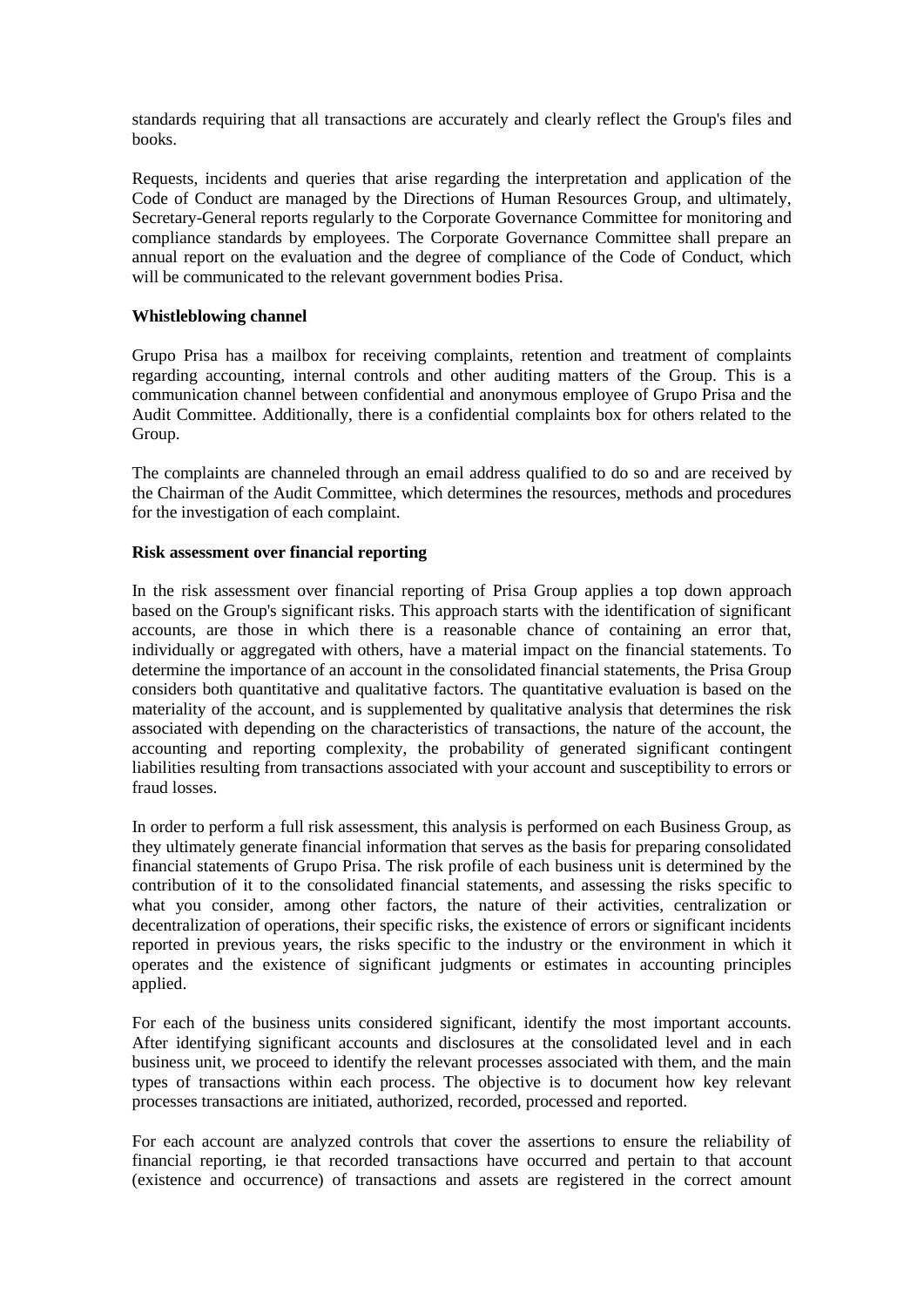standards requiring that all transactions are accurately and clearly reflect the Group's files and books.

Requests, incidents and queries that arise regarding the interpretation and application of the Code of Conduct are managed by the Directions of Human Resources Group, and ultimately, Secretary-General reports regularly to the Corporate Governance Committee for monitoring and compliance standards by employees. The Corporate Governance Committee shall prepare an annual report on the evaluation and the degree of compliance of the Code of Conduct, which will be communicated to the relevant government bodies Prisa.

**Whistleblowing channel**

Grupo Prisa has a mailbox for receiving complaints, retention and treatment of complaints regarding accounting, internal controls and other auditing matters of the Group. This is a communication channel between confidential and anonymous employee of Grupo Prisa and the Audit Committee. Additionally, there is a confidential complaints box for others related to the Group.

The complaints are channeled through an email address qualified to do so and are received by the Chairman of the Audit Committee, which determines the resources, methods and procedures for the investigation of each complaint.

**Risk assessment over financial reporting**

In the risk assessment over financial reporting of Prisa Group applies a top down approach based on the Group's significant risks. This approach starts with the identification of significant accounts, are those in which there is a reasonable chance of containing an error that, individually or aggregated with others, have a material impact on the financial statements. To determine the importance of an account in the consolidated financial statements, the Prisa Group considers both quantitative and qualitative factors. The quantitative evaluation is based on the materiality of the account, and is supplemented by qualitative analysis that determines the risk associated with depending on the characteristics of transactions, the nature of the account, the accounting and reporting complexity, the probability of generated significant contingent liabilities resulting from transactions associated with your account and susceptibility to errors or fraud losses.

In order to perform a full risk assessment, this analysis is performed on each Business Group, as they ultimately generate financial information that serves as the basis for preparing consolidated financial statements of Grupo Prisa. The risk profile of each business unit is determined by the contribution of it to the consolidated financial statements, and assessing the risks specific to what you consider, among other factors, the nature of their activities, centralization or decentralization of operations, their specific risks, the existence of errors or significant incidents reported in previous years, the risks specific to the industry or the environment in which it operates and the existence of significant judgments or estimates in accounting principles applied.

For each of the business units considered significant, identify the most important accounts. After identifying significant accounts and disclosures at the consolidated level and in each business unit, we proceed to identify the relevant processes associated with them, and the main types of transactions within each process. The objective is to document how key relevant processes transactions are initiated, authorized, recorded, processed and reported.

For each account are analyzed controls that cover the assertions to ensure the reliability of financial reporting, ie that recorded transactions have occurred and pertain to that account (existence and occurrence) of transactions and assets are registered in the correct amount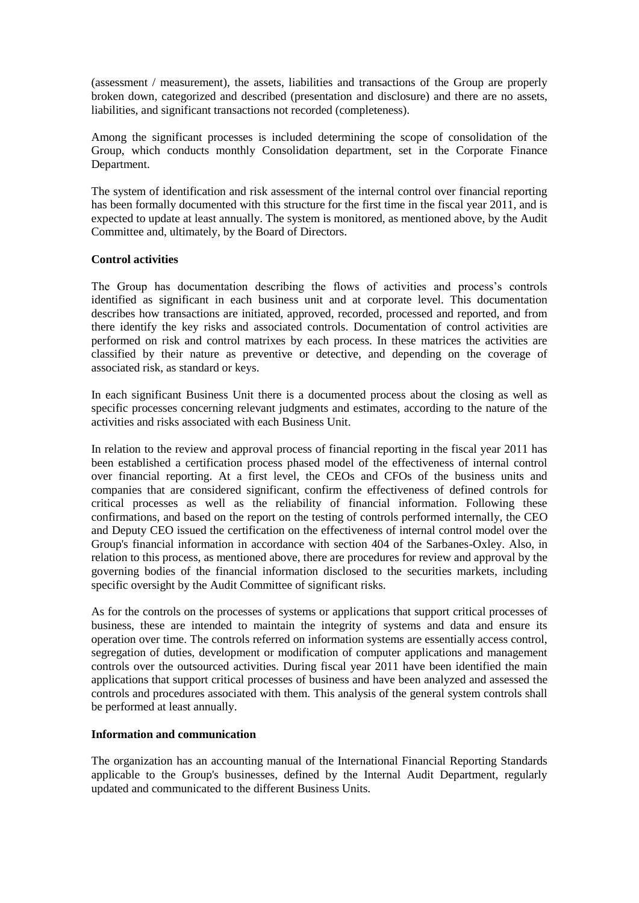(assessment / measurement), the assets, liabilities and transactions of the Group are properly broken down, categorized and described (presentation and disclosure) and there are no assets, liabilities, and significant transactions not recorded (completeness).

Among the significant processes is included determining the scope of consolidation of the Group, which conducts monthly Consolidation department, set in the Corporate Finance Department.

The system of identification and risk assessment of the internal control over financial reporting has been formally documented with this structure for the first time in the fiscal year 2011, and is expected to update at least annually. The system is monitored, as mentioned above, by the Audit Committee and, ultimately, by the Board of Directors.

**Control activities**

The Group has documentation describing the flows of activities and process's controls identified as significant in each business unit and at corporate level. This documentation describes how transactions are initiated, approved, recorded, processed and reported, and from there identify the key risks and associated controls. Documentation of control activities are performed on risk and control matrixes by each process. In these matrices the activities are classified by their nature as preventive or detective, and depending on the coverage of associated risk, as standard or keys.

In each significant Business Unit there is a documented process about the closing as well as specific processes concerning relevant judgments and estimates, according to the nature of the activities and risks associated with each Business Unit.

In relation to the review and approval process of financial reporting in the fiscal year 2011 has been established a certification process phased model of the effectiveness of internal control over financial reporting. At a first level, the CEOs and CFOs of the business units and companies that are considered significant, confirm the effectiveness of defined controls for critical processes as well as the reliability of financial information. Following these confirmations, and based on the report on the testing of controls performed internally, the CEO and Deputy CEO issued the certification on the effectiveness of internal control model over the Group's financial information in accordance with section 404 of the Sarbanes-Oxley. Also, in relation to this process, as mentioned above, there are procedures for review and approval by the governing bodies of the financial information disclosed to the securities markets, including specific oversight by the Audit Committee of significant risks.

As for the controls on the processes of systems or applications that support critical processes of business, these are intended to maintain the integrity of systems and data and ensure its operation over time. The controls referred on information systems are essentially access control, segregation of duties, development or modification of computer applications and management controls over the outsourced activities. During fiscal year 2011 have been identified the main applications that support critical processes of business and have been analyzed and assessed the controls and procedures associated with them. This analysis of the general system controls shall be performed at least annually.

**Information and communication**

The organization has an accounting manual of the International Financial Reporting Standards applicable to the Group's businesses, defined by the Internal Audit Department, regularly updated and communicated to the different Business Units.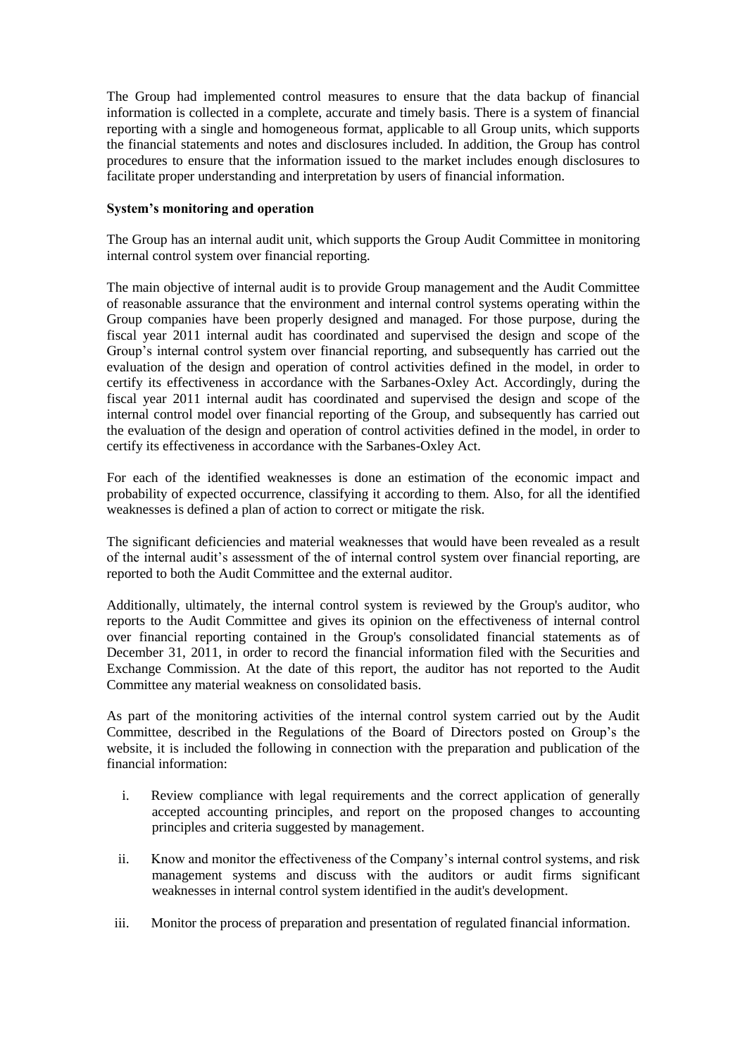The Group had implemented control measures to ensure that the data backup of financial information is collected in a complete, accurate and timely basis. There is a system of financial reporting with a single and homogeneous format, applicable to all Group units, which supports the financial statements and notes and disclosures included. In addition, the Group has control procedures to ensure that the information issued to the market includes enough disclosures to facilitate proper understanding and interpretation by users of financial information.

**System's monitoring and operation**

The Group has an internal audit unit, which supports the Group Audit Committee in monitoring internal control system over financial reporting.

The main objective of internal audit is to provide Group management and the Audit Committee of reasonable assurance that the environment and internal control systems operating within the Group companies have been properly designed and managed. For those purpose, during the fiscal year 2011 internal audit has coordinated and supervised the design and scope of the Group's internal control system over financial reporting, and subsequently has carried out the evaluation of the design and operation of control activities defined in the model, in order to certify its effectiveness in accordance with the Sarbanes-Oxley Act. Accordingly, during the fiscal year 2011 internal audit has coordinated and supervised the design and scope of the internal control model over financial reporting of the Group, and subsequently has carried out the evaluation of the design and operation of control activities defined in the model, in order to certify its effectiveness in accordance with the Sarbanes-Oxley Act.

For each of the identified weaknesses is done an estimation of the economic impact and probability of expected occurrence, classifying it according to them. Also, for all the identified weaknesses is defined a plan of action to correct or mitigate the risk.

The significant deficiencies and material weaknesses that would have been revealed as a result of the internal audit's assessment of the of internal control system over financial reporting, are reported to both the Audit Committee and the external auditor.

Additionally, ultimately, the internal control system is reviewed by the Group's auditor, who reports to the Audit Committee and gives its opinion on the effectiveness of internal control over financial reporting contained in the Group's consolidated financial statements as of December 31, 2011, in order to record the financial information filed with the Securities and Exchange Commission. At the date of this report, the auditor has not reported to the Audit Committee any material weakness on consolidated basis.

As part of the monitoring activities of the internal control system carried out by the Audit Committee, described in the Regulations of the Board of Directors posted on Group's the website, it is included the following in connection with the preparation and publication of the financial information:

i. Review compliance with legal requirements and the correct application of generally accepted accounting principles, and report on the proposed changes to accounting principles and criteria suggested by management.

ii. Know and monitor the effectiveness of the Company's internal control systems, and risk management systems and discuss with the auditors or audit firms significant weaknesses in internal control system identified in the audit's development.

iii. Monitor the process of preparation and presentation of regulated financial information.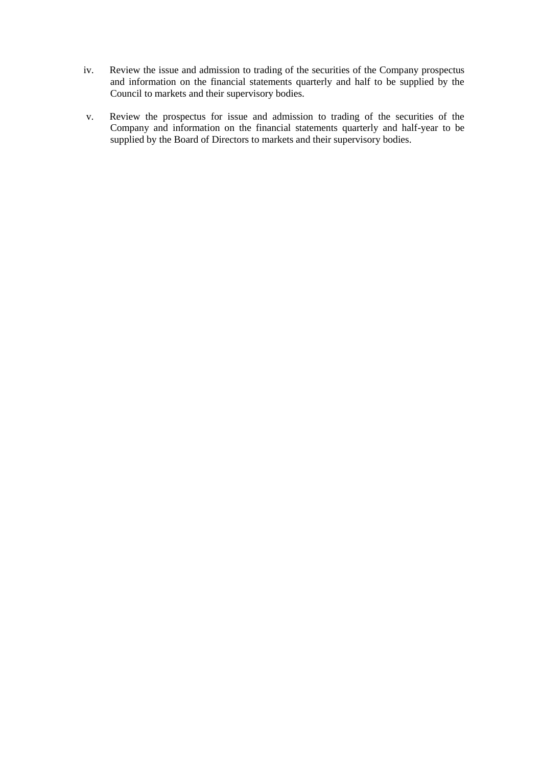iv. Review the issue and admission to trading of the securities of the Company prospectus and information on the financial statements quarterly and half to be supplied by the Council to markets and their supervisory bodies.

v. Review the prospectus for issue and admission to trading of the securities of the Company and information on the financial statements quarterly and half-year to be supplied by the Board of Directors to markets and their supervisory bodies.